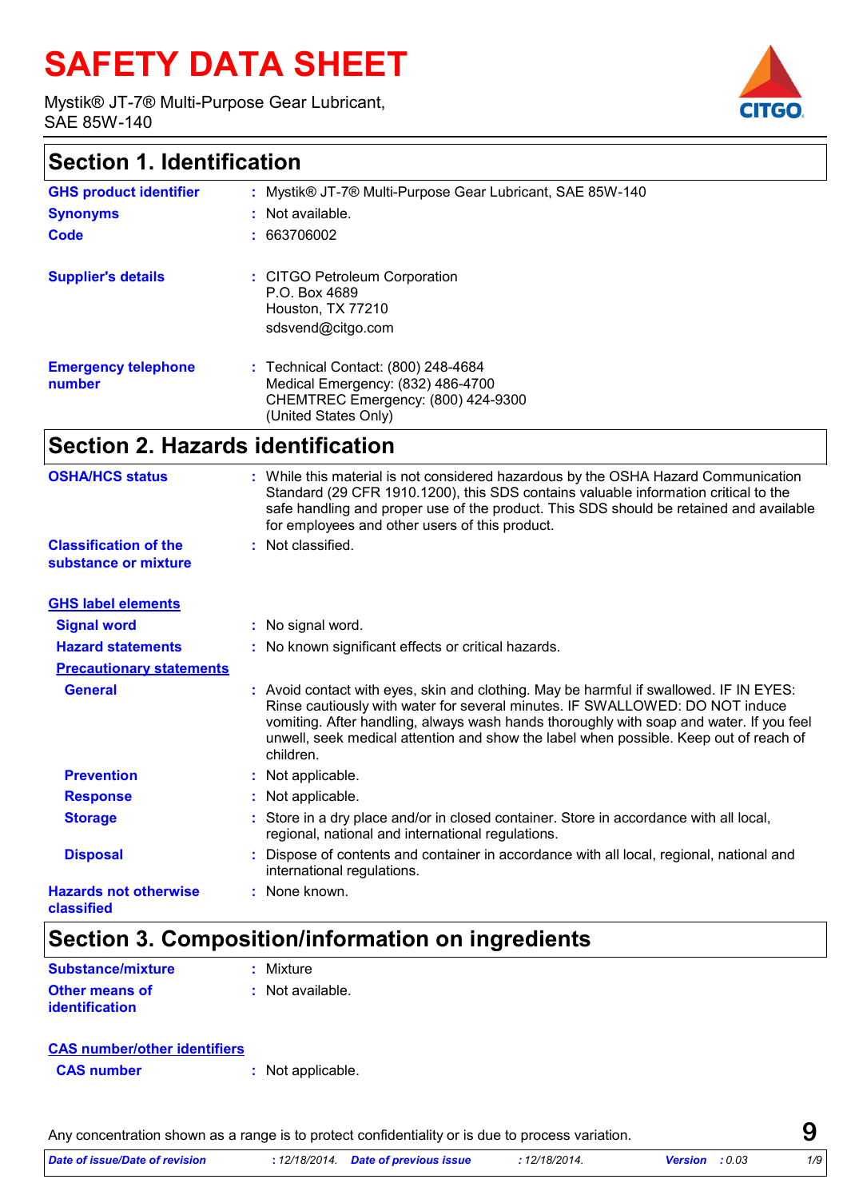# SAFETY DATA SHEET

Mystik® JT-7® Multi-Purpose Gear Lubricant, SAE 85W-140

## Section 1. Identification

| | |
|---|---|
| **GHS product identifier** | : Mystik® JT-7® Multi-Purpose Gear Lubricant, SAE 85W-140 |
| **Synonyms** | : Not available. |
| **Code** | : 663706002 |
| **Supplier's details** | : CITGO Petroleum Corporation<br>P.O. Box 4689<br>Houston, TX 77210<br>sdsvend@citgo.com |
| **Emergency telephone number** | : Technical Contact: (800) 248-4684<br>Medical Emergency: (832) 486-4700<br>CHEMTREC Emergency: (800) 424-9300<br>(United States Only) |

## Section 2. Hazards identification

| | |
|---|---|
| **OSHA/HCS status** | : While this material is not considered hazardous by the OSHA Hazard Communication Standard (29 CFR 1910.1200), this SDS contains valuable information critical to the safe handling and proper use of the product. This SDS should be retained and available for employees and other users of this product. |
| **Classification of the substance or mixture** | : Not classified. |

**GHS label elements**

| | |
|---|---|
| **Signal word** | : No signal word. |
| **Hazard statements** | : No known significant effects or critical hazards. |

**Precautionary statements**

| | |
|---|---|
| **General** | : Avoid contact with eyes, skin and clothing. May be harmful if swallowed. IF IN EYES: Rinse cautiously with water for several minutes. IF SWALLOWED: DO NOT induce vomiting. After handling, always wash hands thoroughly with soap and water. If you feel unwell, seek medical attention and show the label when possible. Keep out of reach of children. |
| **Prevention** | : Not applicable. |
| **Response** | : Not applicable. |
| **Storage** | : Store in a dry place and/or in closed container. Store in accordance with all local, regional, national and international regulations. |
| **Disposal** | : Dispose of contents and container in accordance with all local, regional, national and international regulations. |
| **Hazards not otherwise classified** | : None known. |

## Section 3. Composition/information on ingredients

| | |
|---|---|
| **Substance/mixture** | : Mixture |
| **Other means of identification** | : Not available. |

**CAS number/other identifiers**

| | |
|---|---|
| **CAS number** | : Not applicable. |

Any concentration shown as a range is to protect confidentiality or is due to process variation.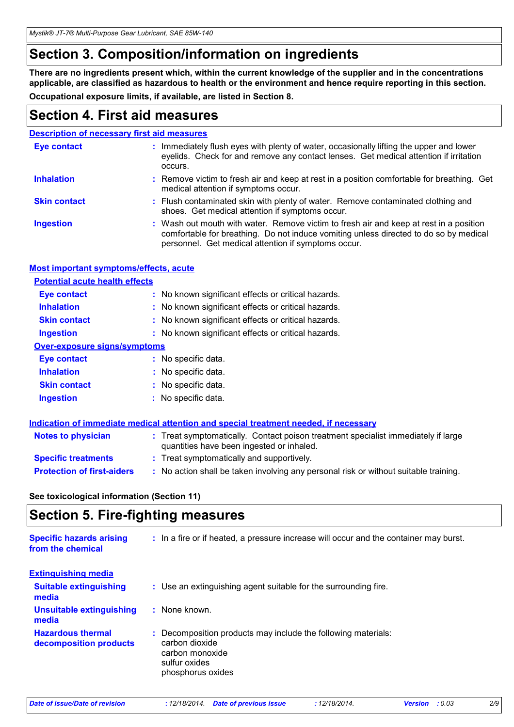# Section 3. Composition/information on ingredients

**There are no ingredients present which, within the current knowledge of the supplier and in the concentrations applicable, are classified as hazardous to health or the environment and hence require reporting in this section.**

**Occupational exposure limits, if available, are listed in Section 8.**

# Section 4. First aid measures

## Description of necessary first aid measures

**Eye contact** : Immediately flush eyes with plenty of water, occasionally lifting the upper and lower eyelids. Check for and remove any contact lenses. Get medical attention if irritation occurs.

**Inhalation** : Remove victim to fresh air and keep at rest in a position comfortable for breathing. Get medical attention if symptoms occur.

**Skin contact** : Flush contaminated skin with plenty of water. Remove contaminated clothing and shoes. Get medical attention if symptoms occur.

**Ingestion** : Wash out mouth with water. Remove victim to fresh air and keep at rest in a position comfortable for breathing. Do not induce vomiting unless directed to do so by medical personnel. Get medical attention if symptoms occur.

## Most important symptoms/effects, acute

### Potential acute health effects

**Eye contact** : No known significant effects or critical hazards.

**Inhalation** : No known significant effects or critical hazards.

**Skin contact** : No known significant effects or critical hazards.

**Ingestion** : No known significant effects or critical hazards.

### Over-exposure signs/symptoms

**Eye contact** : No specific data.

**Inhalation** : No specific data.

**Skin contact** : No specific data.

**Ingestion** : No specific data.

## Indication of immediate medical attention and special treatment needed, if necessary

**Notes to physician** : Treat symptomatically. Contact poison treatment specialist immediately if large quantities have been ingested or inhaled.

**Specific treatments** : Treat symptomatically and supportively.

**Protection of first-aiders** : No action shall be taken involving any personal risk or without suitable training.

**See toxicological information (Section 11)**

# Section 5. Fire-fighting measures

**Specific hazards arising from the chemical** : In a fire or if heated, a pressure increase will occur and the container may burst.

## Extinguishing media

**Suitable extinguishing media** : Use an extinguishing agent suitable for the surrounding fire.

**Unsuitable extinguishing media** : None known.

**Hazardous thermal decomposition products** : Decomposition products may include the following materials:
carbon dioxide
carbon monoxide
sulfur oxides
phosphorus oxides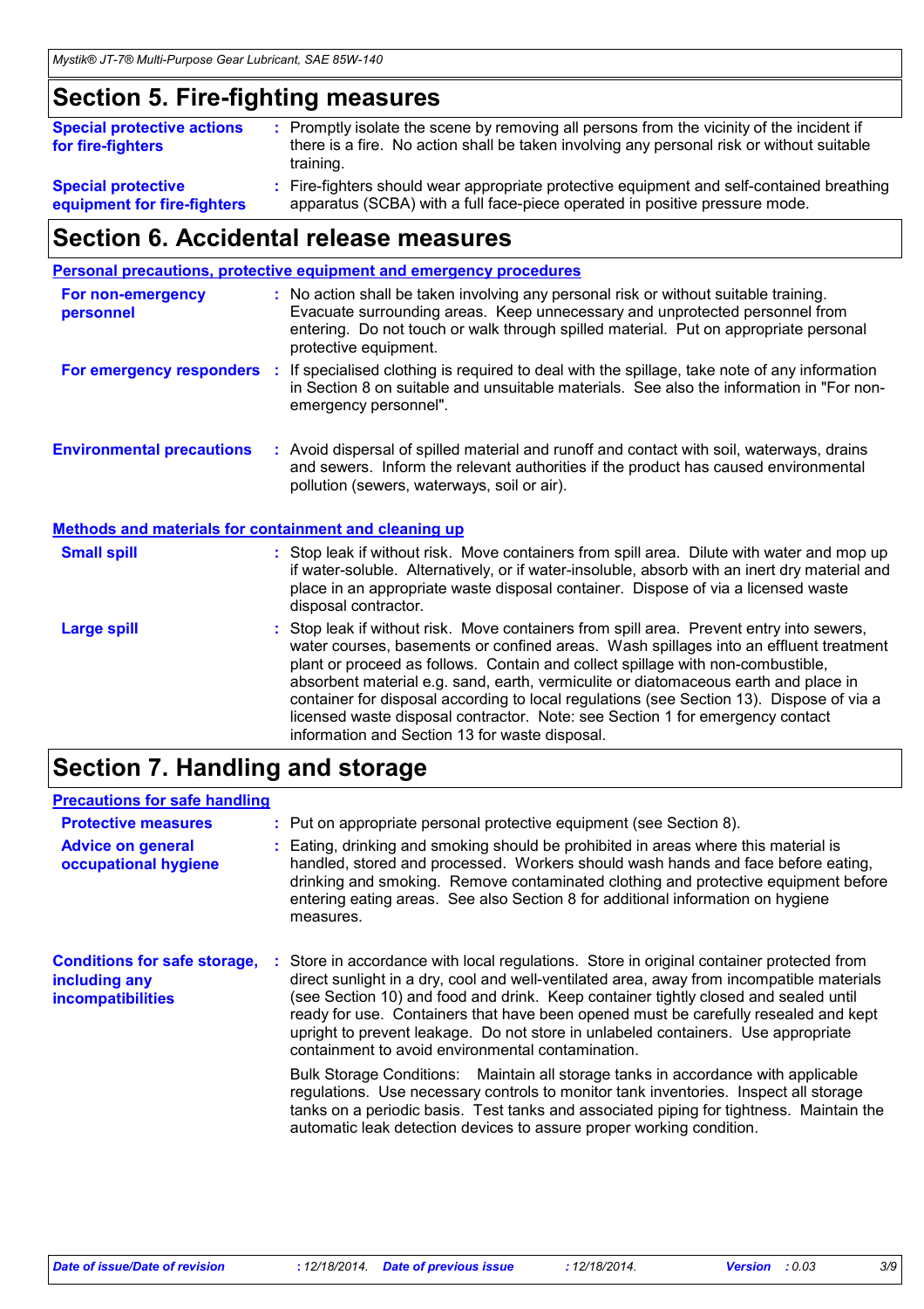## Section 5. Fire-fighting measures

**Special protective actions for fire-fighters** : Promptly isolate the scene by removing all persons from the vicinity of the incident if there is a fire. No action shall be taken involving any personal risk or without suitable training.

**Special protective equipment for fire-fighters** : Fire-fighters should wear appropriate protective equipment and self-contained breathing apparatus (SCBA) with a full face-piece operated in positive pressure mode.

## Section 6. Accidental release measures

### Personal precautions, protective equipment and emergency procedures

**For non-emergency personnel** : No action shall be taken involving any personal risk or without suitable training. Evacuate surrounding areas. Keep unnecessary and unprotected personnel from entering. Do not touch or walk through spilled material. Put on appropriate personal protective equipment.

**For emergency responders** : If specialised clothing is required to deal with the spillage, take note of any information in Section 8 on suitable and unsuitable materials. See also the information in "For non-emergency personnel".

**Environmental precautions** : Avoid dispersal of spilled material and runoff and contact with soil, waterways, drains and sewers. Inform the relevant authorities if the product has caused environmental pollution (sewers, waterways, soil or air).

### Methods and materials for containment and cleaning up

**Small spill** : Stop leak if without risk. Move containers from spill area. Dilute with water and mop up if water-soluble. Alternatively, or if water-insoluble, absorb with an inert dry material and place in an appropriate waste disposal container. Dispose of via a licensed waste disposal contractor.

**Large spill** : Stop leak if without risk. Move containers from spill area. Prevent entry into sewers, water courses, basements or confined areas. Wash spillages into an effluent treatment plant or proceed as follows. Contain and collect spillage with non-combustible, absorbent material e.g. sand, earth, vermiculite or diatomaceous earth and place in container for disposal according to local regulations (see Section 13). Dispose of via a licensed waste disposal contractor. Note: see Section 1 for emergency contact information and Section 13 for waste disposal.

## Section 7. Handling and storage

### Precautions for safe handling

**Protective measures** : Put on appropriate personal protective equipment (see Section 8).

**Advice on general occupational hygiene** : Eating, drinking and smoking should be prohibited in areas where this material is handled, stored and processed. Workers should wash hands and face before eating, drinking and smoking. Remove contaminated clothing and protective equipment before entering eating areas. See also Section 8 for additional information on hygiene measures.

**Conditions for safe storage, including any incompatibilities** : Store in accordance with local regulations. Store in original container protected from direct sunlight in a dry, cool and well-ventilated area, away from incompatible materials (see Section 10) and food and drink. Keep container tightly closed and sealed until ready for use. Containers that have been opened must be carefully resealed and kept upright to prevent leakage. Do not store in unlabeled containers. Use appropriate containment to avoid environmental contamination.

Bulk Storage Conditions: Maintain all storage tanks in accordance with applicable regulations. Use necessary controls to monitor tank inventories. Inspect all storage tanks on a periodic basis. Test tanks and associated piping for tightness. Maintain the automatic leak detection devices to assure proper working condition.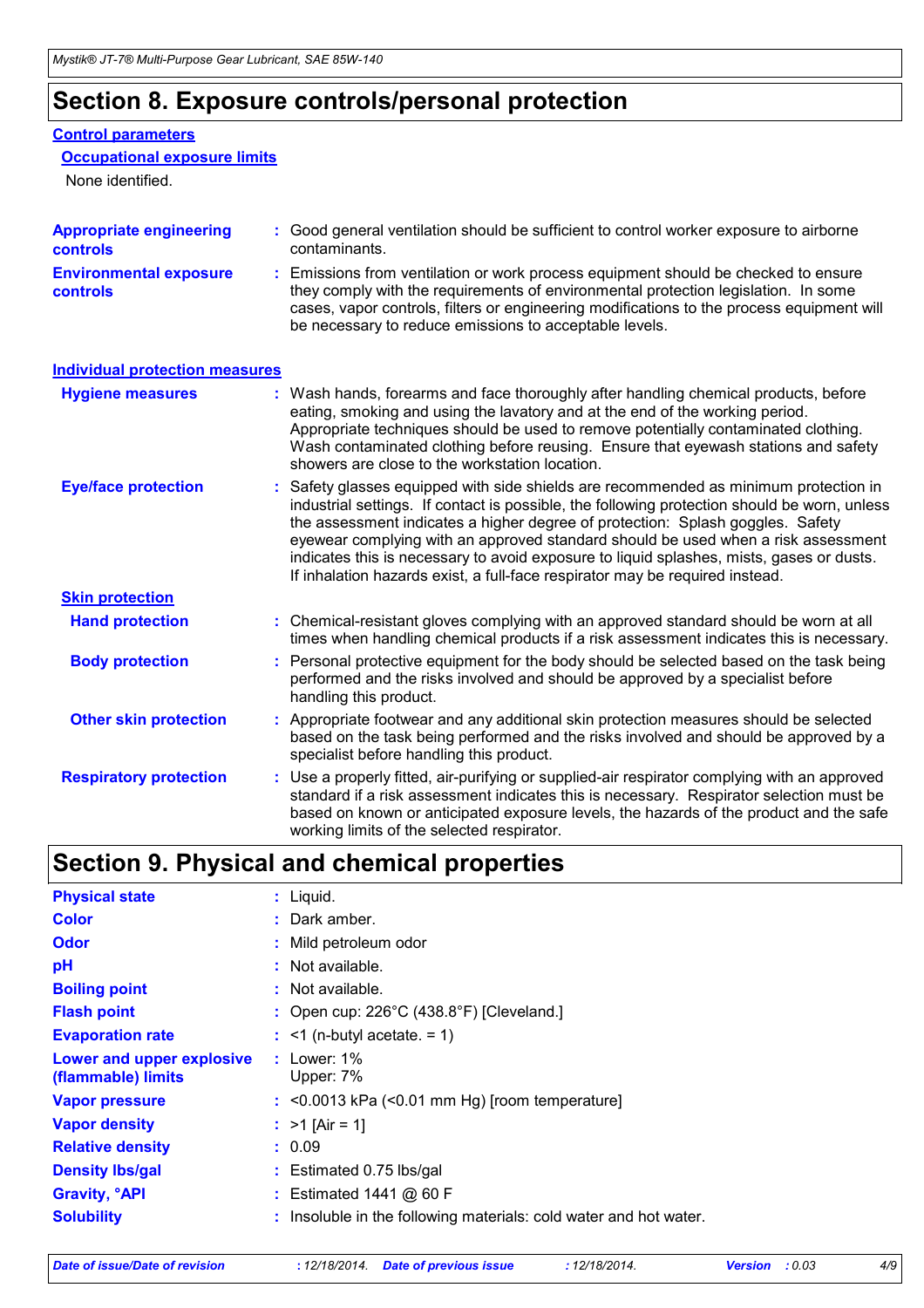# Section 8. Exposure controls/personal protection

### Control parameters

#### Occupational exposure limits

None identified.

| | |
|---|---|
| **Appropriate engineering controls** | : Good general ventilation should be sufficient to control worker exposure to airborne contaminants. |
| **Environmental exposure controls** | : Emissions from ventilation or work process equipment should be checked to ensure they comply with the requirements of environmental protection legislation. In some cases, vapor controls, filters or engineering modifications to the process equipment will be necessary to reduce emissions to acceptable levels. |

### Individual protection measures

| | |
|---|---|
| **Hygiene measures** | : Wash hands, forearms and face thoroughly after handling chemical products, before eating, smoking and using the lavatory and at the end of the working period. Appropriate techniques should be used to remove potentially contaminated clothing. Wash contaminated clothing before reusing. Ensure that eyewash stations and safety showers are close to the workstation location. |
| **Eye/face protection** | : Safety glasses equipped with side shields are recommended as minimum protection in industrial settings. If contact is possible, the following protection should be worn, unless the assessment indicates a higher degree of protection: Splash goggles. Safety eyewear complying with an approved standard should be used when a risk assessment indicates this is necessary to avoid exposure to liquid splashes, mists, gases or dusts. If inhalation hazards exist, a full-face respirator may be required instead. |

#### Skin protection

| | |
|---|---|
| **Hand protection** | : Chemical-resistant gloves complying with an approved standard should be worn at all times when handling chemical products if a risk assessment indicates this is necessary. |
| **Body protection** | : Personal protective equipment for the body should be selected based on the task being performed and the risks involved and should be approved by a specialist before handling this product. |
| **Other skin protection** | : Appropriate footwear and any additional skin protection measures should be selected based on the task being performed and the risks involved and should be approved by a specialist before handling this product. |
| **Respiratory protection** | : Use a properly fitted, air-purifying or supplied-air respirator complying with an approved standard if a risk assessment indicates this is necessary. Respirator selection must be based on known or anticipated exposure levels, the hazards of the product and the safe working limits of the selected respirator. |

# Section 9. Physical and chemical properties

| | |
|---|---|
| **Physical state** | : Liquid. |
| **Color** | : Dark amber. |
| **Odor** | : Mild petroleum odor |
| **pH** | : Not available. |
| **Boiling point** | : Not available. |
| **Flash point** | : Open cup: 226°C (438.8°F) [Cleveland.] |
| **Evaporation rate** | : <1 (n-butyl acetate. = 1) |
| **Lower and upper explosive (flammable) limits** | : Lower: 1%<br>Upper: 7% |
| **Vapor pressure** | : <0.0013 kPa (<0.01 mm Hg) [room temperature] |
| **Vapor density** | : >1 [Air = 1] |
| **Relative density** | : 0.09 |
| **Density lbs/gal** | : Estimated 0.75 lbs/gal |
| **Gravity, °API** | : Estimated 1441 @ 60 F |
| **Solubility** | : Insoluble in the following materials: cold water and hot water. |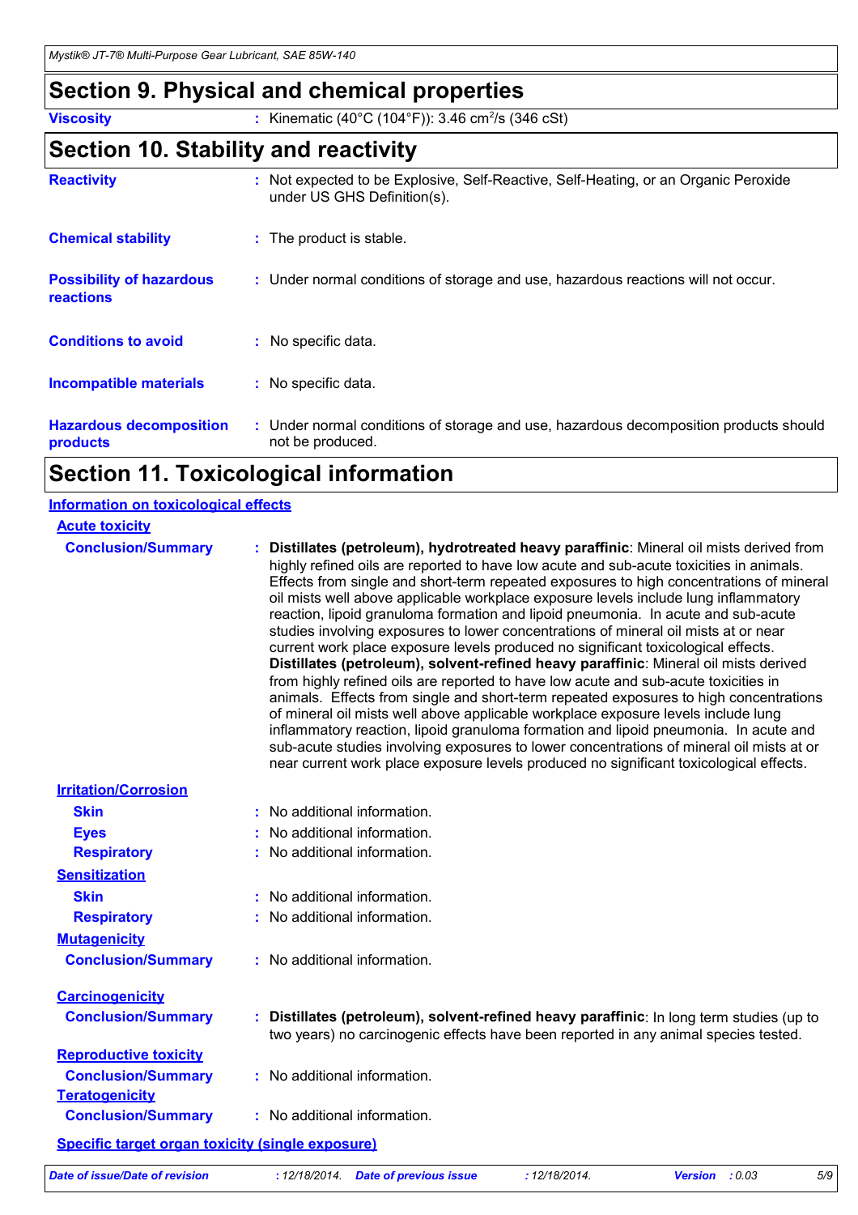## Section 9. Physical and chemical properties

**Viscosity** : Kinematic (40°C (104°F)): 3.46 $cm^2$/s (346 cSt)

## Section 10. Stability and reactivity

**Reactivity** : Not expected to be Explosive, Self-Reactive, Self-Heating, or an Organic Peroxide under US GHS Definition(s).

**Chemical stability** : The product is stable.

**Possibility of hazardous reactions** : Under normal conditions of storage and use, hazardous reactions will not occur.

**Conditions to avoid** : No specific data.

**Incompatible materials** : No specific data.

**Hazardous decomposition products** : Under normal conditions of storage and use, hazardous decomposition products should not be produced.

## Section 11. Toxicological information

### Information on toxicological effects

#### Acute toxicity

**Conclusion/Summary** : **Distillates (petroleum), hydrotreated heavy paraffinic**: Mineral oil mists derived from highly refined oils are reported to have low acute and sub-acute toxicities in animals. Effects from single and short-term repeated exposures to high concentrations of mineral oil mists well above applicable workplace exposure levels include lung inflammatory reaction, lipoid granuloma formation and lipoid pneumonia. In acute and sub-acute studies involving exposures to lower concentrations of mineral oil mists at or near current work place exposure levels produced no significant toxicological effects.
**Distillates (petroleum), solvent-refined heavy paraffinic**: Mineral oil mists derived from highly refined oils are reported to have low acute and sub-acute toxicities in animals. Effects from single and short-term repeated exposures to high concentrations of mineral oil mists well above applicable workplace exposure levels include lung inflammatory reaction, lipoid granuloma formation and lipoid pneumonia. In acute and sub-acute studies involving exposures to lower concentrations of mineral oil mists at or near current work place exposure levels produced no significant toxicological effects.

#### Irritation/Corrosion

**Skin** : No additional information.

**Eyes** : No additional information.

**Respiratory** : No additional information.

#### Sensitization

**Skin** : No additional information.

**Respiratory** : No additional information.

#### Mutagenicity

**Conclusion/Summary** : No additional information.

#### Carcinogenicity

**Conclusion/Summary** : **Distillates (petroleum), solvent-refined heavy paraffinic**: In long term studies (up to two years) no carcinogenic effects have been reported in any animal species tested.

#### Reproductive toxicity

**Conclusion/Summary** : No additional information.

#### Teratogenicity

**Conclusion/Summary** : No additional information.

#### Specific target organ toxicity (single exposure)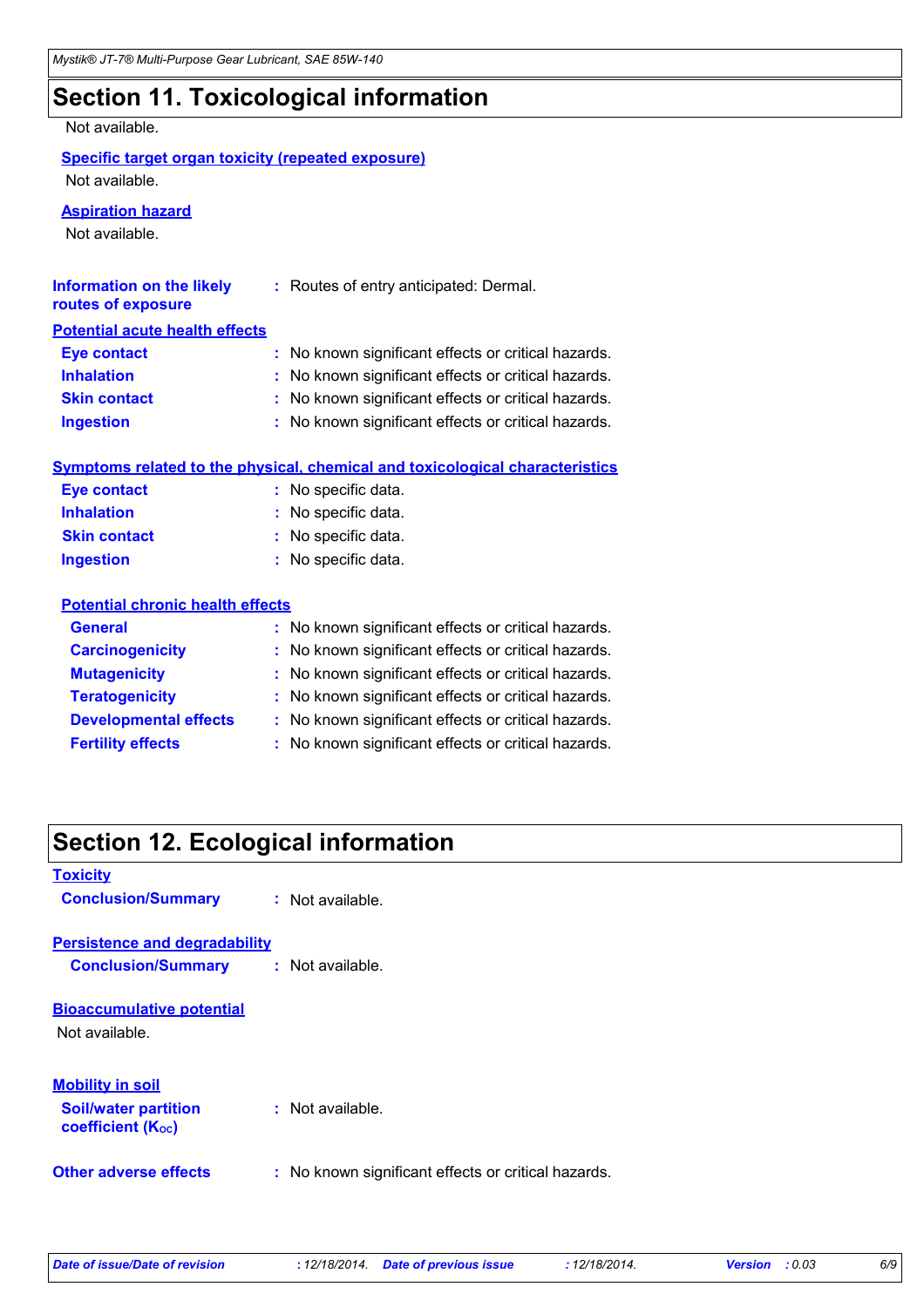## Section 11. Toxicological information

Not available.

**Specific target organ toxicity (repeated exposure)**

Not available.

**Aspiration hazard**

Not available.

**Information on the likely routes of exposure** : Routes of entry anticipated: Dermal.

**Potential acute health effects**

| | |
|---|---|
| **Eye contact** | : No known significant effects or critical hazards. |
| **Inhalation** | : No known significant effects or critical hazards. |
| **Skin contact** | : No known significant effects or critical hazards. |
| **Ingestion** | : No known significant effects or critical hazards. |

**Symptoms related to the physical, chemical and toxicological characteristics**

| | |
|---|---|
| **Eye contact** | : No specific data. |
| **Inhalation** | : No specific data. |
| **Skin contact** | : No specific data. |
| **Ingestion** | : No specific data. |

**Potential chronic health effects**

| | |
|---|---|
| **General** | : No known significant effects or critical hazards. |
| **Carcinogenicity** | : No known significant effects or critical hazards. |
| **Mutagenicity** | : No known significant effects or critical hazards. |
| **Teratogenicity** | : No known significant effects or critical hazards. |
| **Developmental effects** | : No known significant effects or critical hazards. |
| **Fertility effects** | : No known significant effects or critical hazards. |

## Section 12. Ecological information

**Toxicity**

**Conclusion/Summary** : Not available.

**Persistence and degradability**

**Conclusion/Summary** : Not available.

**Bioaccumulative potential**

Not available.

**Mobility in soil**

**Soil/water partition coefficient ($K_{OC}$)** : Not available.

**Other adverse effects** : No known significant effects or critical hazards.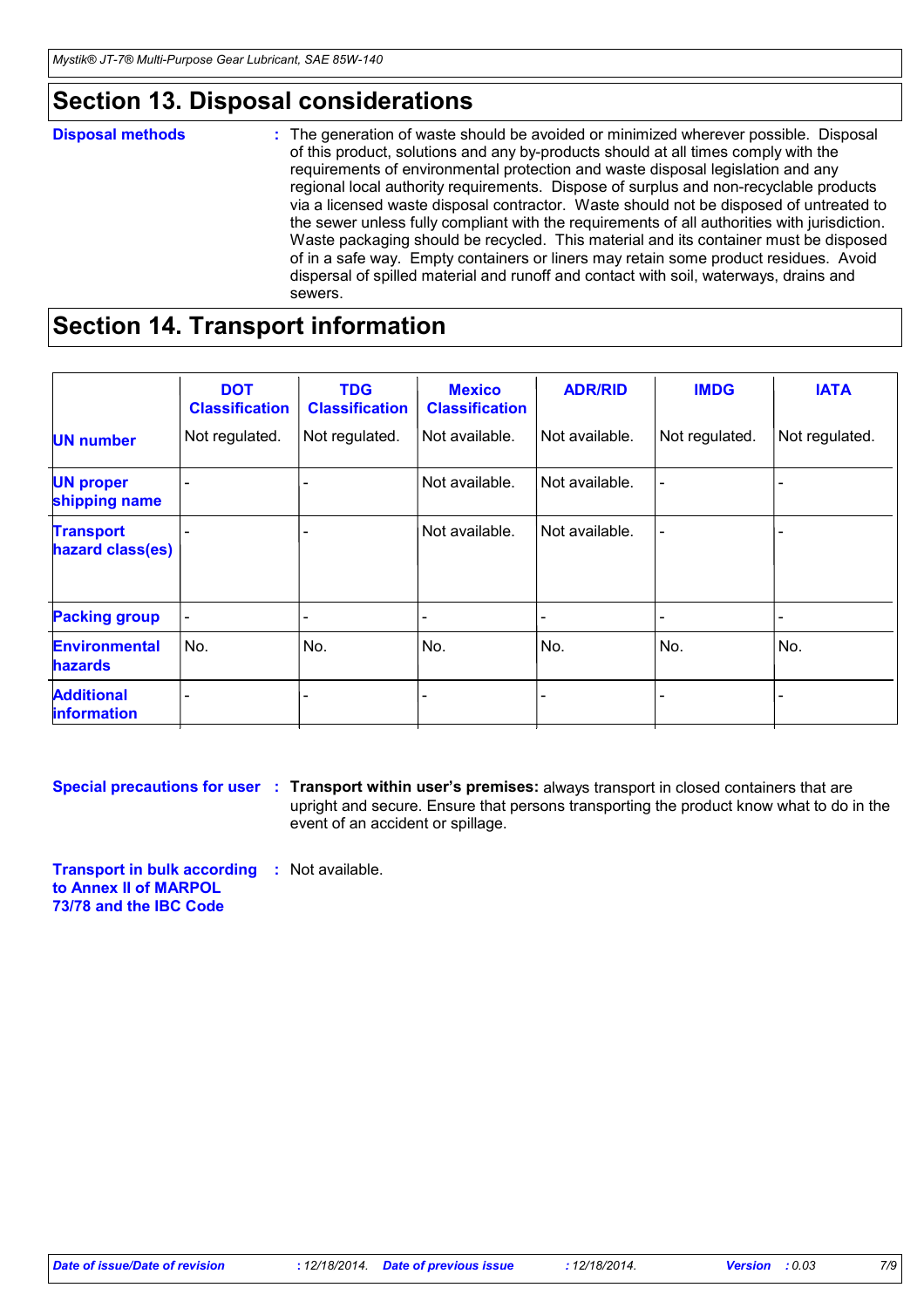## Section 13. Disposal considerations

**Disposal methods** : The generation of waste should be avoided or minimized wherever possible. Disposal of this product, solutions and any by-products should at all times comply with the requirements of environmental protection and waste disposal legislation and any regional local authority requirements. Dispose of surplus and non-recyclable products via a licensed waste disposal contractor. Waste should not be disposed of untreated to the sewer unless fully compliant with the requirements of all authorities with jurisdiction. Waste packaging should be recycled. This material and its container must be disposed of in a safe way. Empty containers or liners may retain some product residues. Avoid dispersal of spilled material and runoff and contact with soil, waterways, drains and sewers.

## Section 14. Transport information

| | DOT Classification | TDG Classification | Mexico Classification | ADR/RID | IMDG | IATA |
|---|---|---|---|---|---|---|
| **UN number** | Not regulated. | Not regulated. | Not available. | Not available. | Not regulated. | Not regulated. |
| **UN proper shipping name** | - | - | Not available. | Not available. | - | - |
| **Transport hazard class(es)** | - | - | Not available. | Not available. | - | - |
| **Packing group** | - | - | - | - | - | - |
| **Environmental hazards** | No. | No. | No. | No. | No. | No. |
| **Additional information** | - | - | - | - | - | - |

**Special precautions for user** : **Transport within user's premises:** always transport in closed containers that are upright and secure. Ensure that persons transporting the product know what to do in the event of an accident or spillage.

**Transport in bulk according to Annex II of MARPOL 73/78 and the IBC Code** : Not available.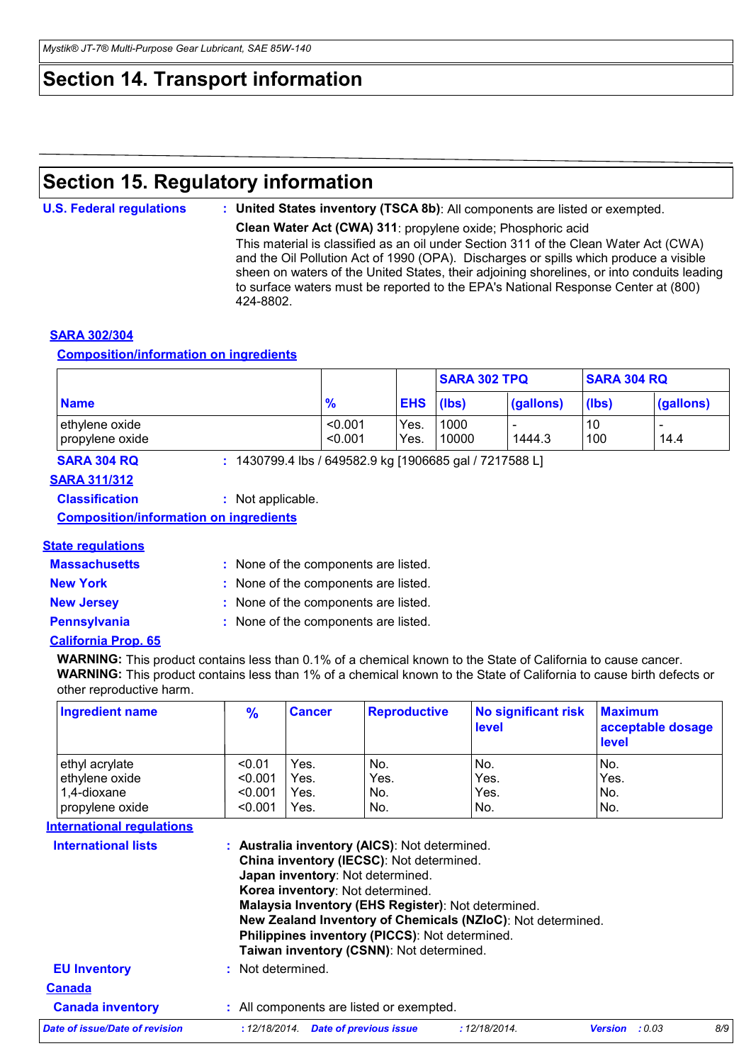# Section 14. Transport information

# Section 15. Regulatory information

**U.S. Federal regulations** : **United States inventory (TSCA 8b)**: All components are listed or exempted.

**Clean Water Act (CWA) 311**: propylene oxide; Phosphoric acid

This material is classified as an oil under Section 311 of the Clean Water Act (CWA) and the Oil Pollution Act of 1990 (OPA). Discharges or spills which produce a visible sheen on waters of the United States, their adjoining shorelines, or into conduits leading to surface waters must be reported to the EPA's National Response Center at (800) 424-8802.

## SARA 302/304

### Composition/information on ingredients

| | | | SARA 302 TPQ | | SARA 304 RQ | |
|---|---|---|---|---|---|---|
| **Name** | **%** | **EHS** | **(lbs)** | **(gallons)** | **(lbs)** | **(gallons)** |
| ethylene oxide | <0.001 | Yes. | 1000 | - | 10 | - |
| propylene oxide | <0.001 | Yes. | 10000 | 1444.3 | 100 | 14.4 |

**SARA 304 RQ** : 1430799.4 lbs / 649582.9 kg [1906685 gal / 7217588 L]

## SARA 311/312

**Classification** : Not applicable.

### Composition/information on ingredients

## State regulations

**Massachusetts** : None of the components are listed.

**New York** : None of the components are listed.

**New Jersey** : None of the components are listed.

**Pennsylvania** : None of the components are listed.

## California Prop. 65

**WARNING:** This product contains less than 0.1% of a chemical known to the State of California to cause cancer.
**WARNING:** This product contains less than 1% of a chemical known to the State of California to cause birth defects or other reproductive harm.

| Ingredient name | % | Cancer | Reproductive | No significant risk level | Maximum acceptable dosage level |
|---|---|---|---|---|---|
| ethyl acrylate | <0.01 | Yes. | No. | No. | No. |
| ethylene oxide | <0.001 | Yes. | Yes. | Yes. | Yes. |
| 1,4-dioxane | <0.001 | Yes. | No. | Yes. | No. |
| propylene oxide | <0.001 | Yes. | No. | No. | No. |

## International regulations

**International lists** : **Australia inventory (AICS)**: Not determined.
**China inventory (IECSC)**: Not determined.
**Japan inventory**: Not determined.
**Korea inventory**: Not determined.
**Malaysia Inventory (EHS Register)**: Not determined.
**New Zealand Inventory of Chemicals (NZIoC)**: Not determined.
**Philippines inventory (PICCS)**: Not determined.
**Taiwan inventory (CSNN)**: Not determined.

**EU Inventory** : Not determined.

## Canada

**Canada inventory** : All components are listed or exempted.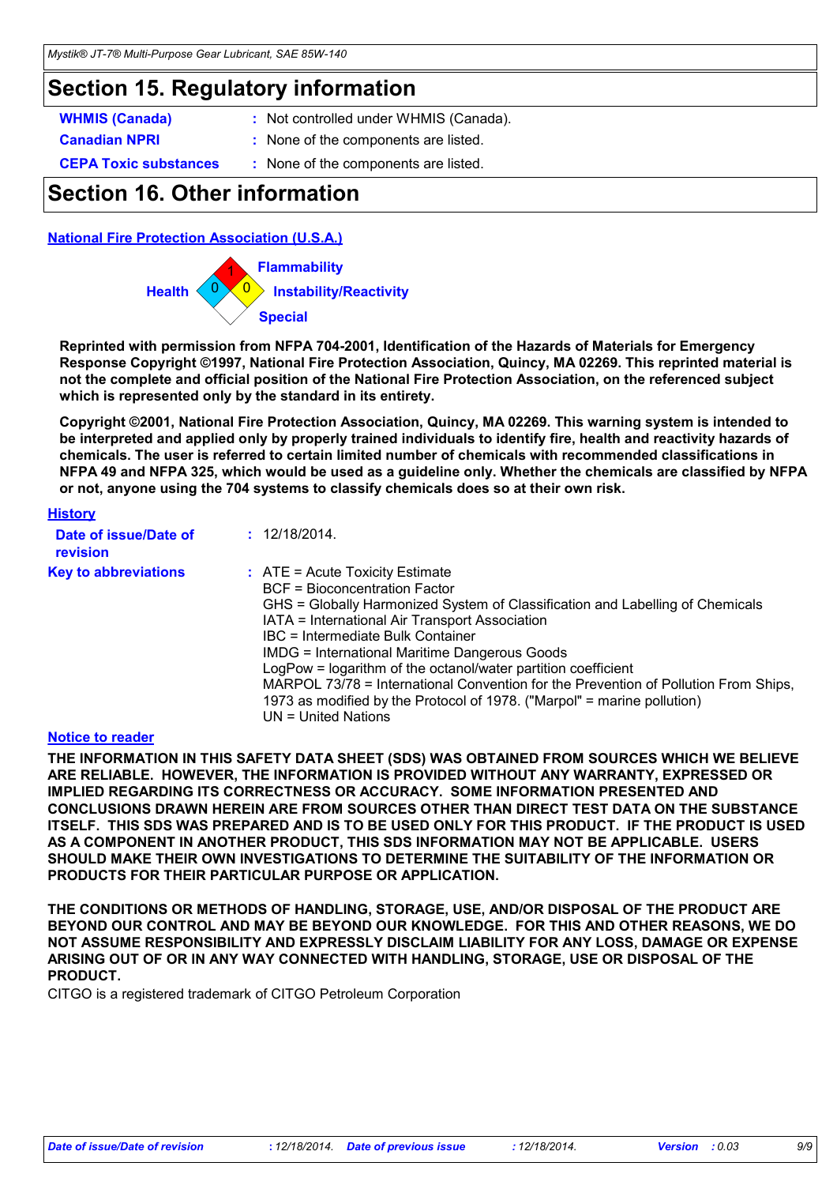## Section 15. Regulatory information

**WHMIS (Canada)** : Not controlled under WHMIS (Canada).

**Canadian NPRI** : None of the components are listed.

**CEPA Toxic substances** : None of the components are listed.

## Section 16. Other information

**National Fire Protection Association (U.S.A.)**

Flammability: 1
Health: 0
Instability/Reactivity: 0
Special

**Reprinted with permission from NFPA 704-2001, Identification of the Hazards of Materials for Emergency Response Copyright ©1997, National Fire Protection Association, Quincy, MA 02269. This reprinted material is not the complete and official position of the National Fire Protection Association, on the referenced subject which is represented only by the standard in its entirety.**

**Copyright ©2001, National Fire Protection Association, Quincy, MA 02269. This warning system is intended to be interpreted and applied only by properly trained individuals to identify fire, health and reactivity hazards of chemicals. The user is referred to certain limited number of chemicals with recommended classifications in NFPA 49 and NFPA 325, which would be used as a guideline only. Whether the chemicals are classified by NFPA or not, anyone using the 704 systems to classify chemicals does so at their own risk.**

**History**

**Date of issue/Date of revision** : 12/18/2014.

**Key to abbreviations** :
- ATE = Acute Toxicity Estimate
- BCF = Bioconcentration Factor
- GHS = Globally Harmonized System of Classification and Labelling of Chemicals
- IATA = International Air Transport Association
- IBC = Intermediate Bulk Container
- IMDG = International Maritime Dangerous Goods
- LogPow = logarithm of the octanol/water partition coefficient
- MARPOL 73/78 = International Convention for the Prevention of Pollution From Ships, 1973 as modified by the Protocol of 1978. ("Marpol" = marine pollution)
- UN = United Nations

**Notice to reader**

**THE INFORMATION IN THIS SAFETY DATA SHEET (SDS) WAS OBTAINED FROM SOURCES WHICH WE BELIEVE ARE RELIABLE. HOWEVER, THE INFORMATION IS PROVIDED WITHOUT ANY WARRANTY, EXPRESSED OR IMPLIED REGARDING ITS CORRECTNESS OR ACCURACY. SOME INFORMATION PRESENTED AND CONCLUSIONS DRAWN HEREIN ARE FROM SOURCES OTHER THAN DIRECT TEST DATA ON THE SUBSTANCE ITSELF. THIS SDS WAS PREPARED AND IS TO BE USED ONLY FOR THIS PRODUCT. IF THE PRODUCT IS USED AS A COMPONENT IN ANOTHER PRODUCT, THIS SDS INFORMATION MAY NOT BE APPLICABLE. USERS SHOULD MAKE THEIR OWN INVESTIGATIONS TO DETERMINE THE SUITABILITY OF THE INFORMATION OR PRODUCTS FOR THEIR PARTICULAR PURPOSE OR APPLICATION.**

**THE CONDITIONS OR METHODS OF HANDLING, STORAGE, USE, AND/OR DISPOSAL OF THE PRODUCT ARE BEYOND OUR CONTROL AND MAY BE BEYOND OUR KNOWLEDGE. FOR THIS AND OTHER REASONS, WE DO NOT ASSUME RESPONSIBILITY AND EXPRESSLY DISCLAIM LIABILITY FOR ANY LOSS, DAMAGE OR EXPENSE ARISING OUT OF OR IN ANY WAY CONNECTED WITH HANDLING, STORAGE, USE OR DISPOSAL OF THE PRODUCT.**

CITGO is a registered trademark of CITGO Petroleum Corporation